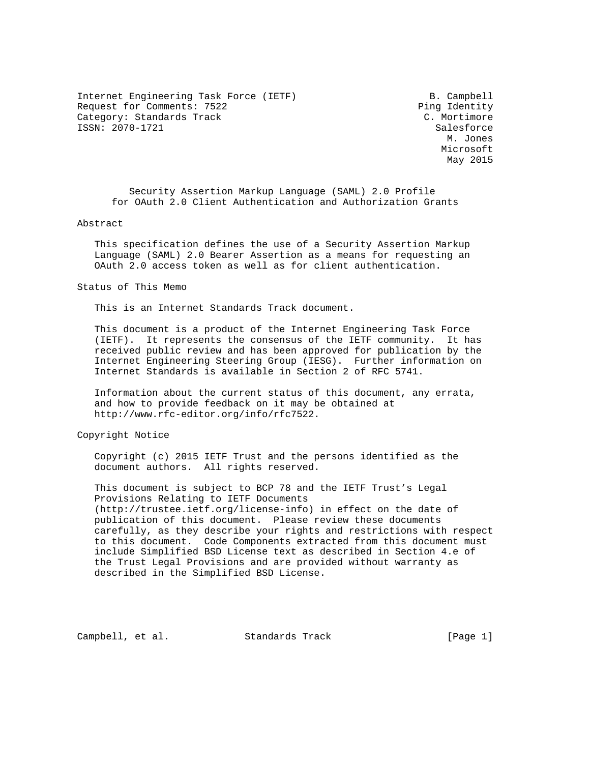Internet Engineering Task Force (IETF) B. Campbell
Request for Comments: 7522 Ping Identity
Category: Standards Track C. Mortimore
ISSN: 2070-1721 Salesforce
M. Jones
Microsoft
May 2015

# Security Assertion Markup Language (SAML) 2.0 Profile for OAuth 2.0 Client Authentication and Authorization Grants

## Abstract

This specification defines the use of a Security Assertion Markup Language (SAML) 2.0 Bearer Assertion as a means for requesting an OAuth 2.0 access token as well as for client authentication.

## Status of This Memo

This is an Internet Standards Track document.

This document is a product of the Internet Engineering Task Force (IETF). It represents the consensus of the IETF community. It has received public review and has been approved for publication by the Internet Engineering Steering Group (IESG). Further information on Internet Standards is available in Section 2 of RFC 5741.

Information about the current status of this document, any errata, and how to provide feedback on it may be obtained at http://www.rfc-editor.org/info/rfc7522.

## Copyright Notice

Copyright (c) 2015 IETF Trust and the persons identified as the document authors. All rights reserved.

This document is subject to BCP 78 and the IETF Trust's Legal Provisions Relating to IETF Documents (http://trustee.ietf.org/license-info) in effect on the date of publication of this document. Please review these documents carefully, as they describe your rights and restrictions with respect to this document. Code Components extracted from this document must include Simplified BSD License text as described in Section 4.e of the Trust Legal Provisions and are provided without warranty as described in the Simplified BSD License.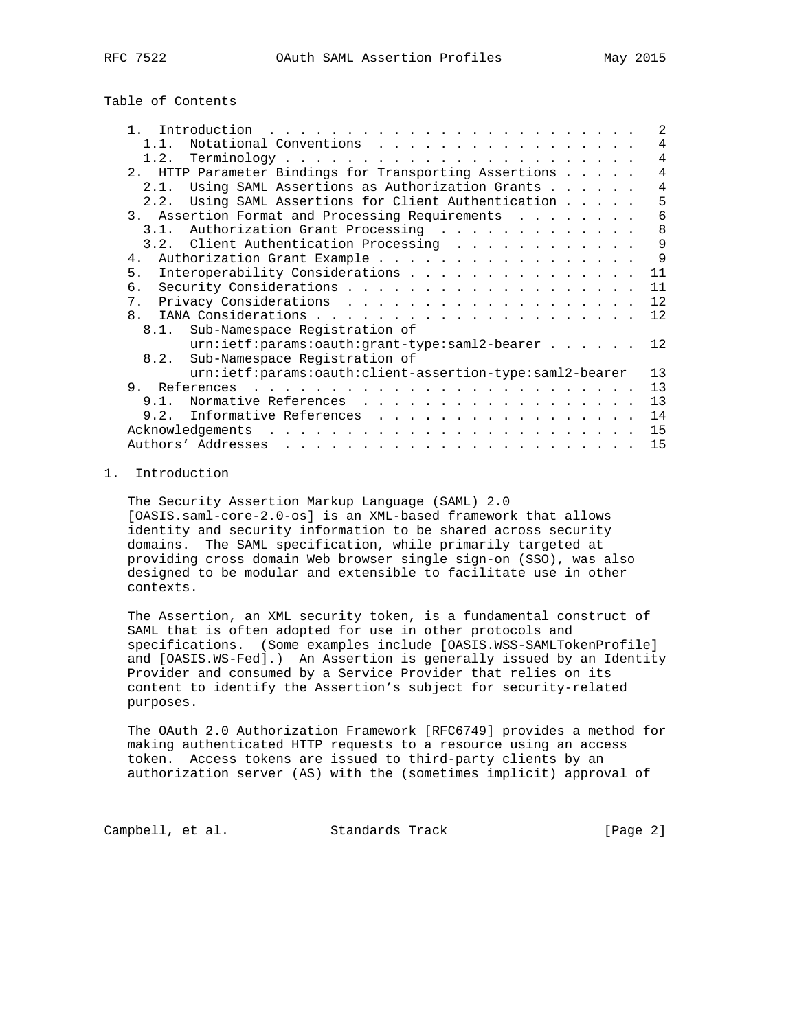## Table of Contents

```
   1.  Introduction . . . . . . . . . . . . . . . . . . . . . . . .   2
     1.1.  Notational Conventions . . . . . . . . . . . . . . . . .   4
     1.2.  Terminology . . . . . . . . . . . . . . . . . . . . . . .   4
   2.  HTTP Parameter Bindings for Transporting Assertions . . . . .   4
     2.1.  Using SAML Assertions as Authorization Grants . . . . . .   4
     2.2.  Using SAML Assertions for Client Authentication . . . . .   5
   3.  Assertion Format and Processing Requirements  . . . . . . . .   6
     3.1.  Authorization Grant Processing  . . . . . . . . . . . . .   8
     3.2.  Client Authentication Processing  . . . . . . . . . . . .   9
   4.  Authorization Grant Example . . . . . . . . . . . . . . . . .   9
   5.  Interoperability Considerations . . . . . . . . . . . . . . .  11
   6.  Security Considerations . . . . . . . . . . . . . . . . . . .  11
   7.  Privacy Considerations  . . . . . . . . . . . . . . . . . . .  12
   8.  IANA Considerations . . . . . . . . . . . . . . . . . . . . .  12
     8.1.  Sub-Namespace Registration of
           urn:ietf:params:oauth:grant-type:saml2-bearer . . . . . .  12
     8.2.  Sub-Namespace Registration of
           urn:ietf:params:oauth:client-assertion-type:saml2-bearer   13
   9.  References  . . . . . . . . . . . . . . . . . . . . . . . . .  13
     9.1.  Normative References  . . . . . . . . . . . . . . . . . .  13
     9.2.  Informative References  . . . . . . . . . . . . . . . . .  14
   Acknowledgements  . . . . . . . . . . . . . . . . . . . . . . . .  15
   Authors' Addresses  . . . . . . . . . . . . . . . . . . . . . . .  15
```

## 1. Introduction

The Security Assertion Markup Language (SAML) 2.0 [OASIS.saml-core-2.0-os] is an XML-based framework that allows identity and security information to be shared across security domains. The SAML specification, while primarily targeted at providing cross domain Web browser single sign-on (SSO), was also designed to be modular and extensible to facilitate use in other contexts.

The Assertion, an XML security token, is a fundamental construct of SAML that is often adopted for use in other protocols and specifications. (Some examples include [OASIS.WSS-SAMLTokenProfile] and [OASIS.WS-Fed].) An Assertion is generally issued by an Identity Provider and consumed by a Service Provider that relies on its content to identify the Assertion's subject for security-related purposes.

The OAuth 2.0 Authorization Framework [RFC6749] provides a method for making authenticated HTTP requests to a resource using an access token. Access tokens are issued to third-party clients by an authorization server (AS) with the (sometimes implicit) approval of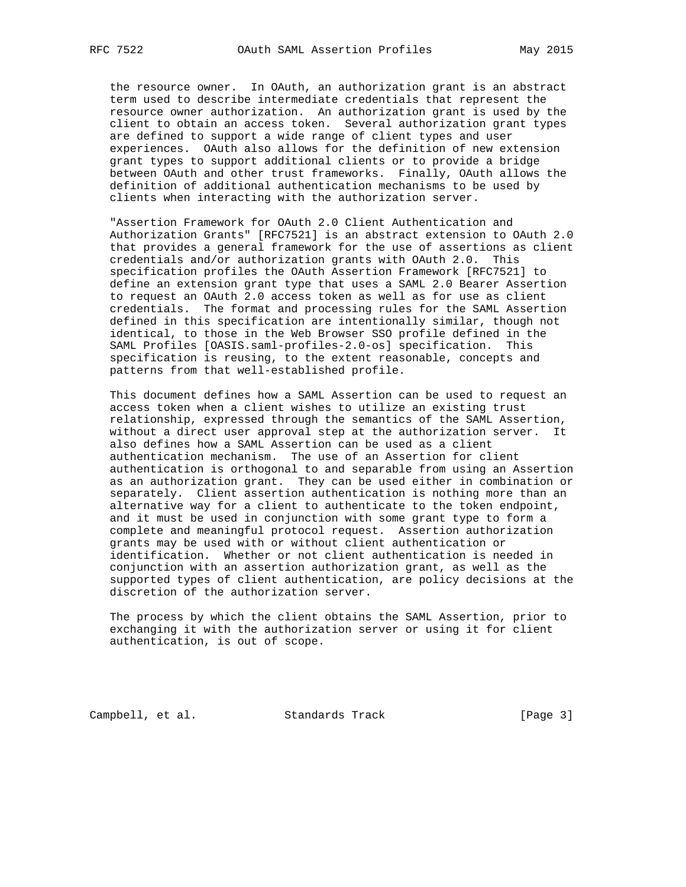the resource owner. In OAuth, an authorization grant is an abstract term used to describe intermediate credentials that represent the resource owner authorization. An authorization grant is used by the client to obtain an access token. Several authorization grant types are defined to support a wide range of client types and user experiences. OAuth also allows for the definition of new extension grant types to support additional clients or to provide a bridge between OAuth and other trust frameworks. Finally, OAuth allows the definition of additional authentication mechanisms to be used by clients when interacting with the authorization server.

"Assertion Framework for OAuth 2.0 Client Authentication and Authorization Grants" [RFC7521] is an abstract extension to OAuth 2.0 that provides a general framework for the use of assertions as client credentials and/or authorization grants with OAuth 2.0. This specification profiles the OAuth Assertion Framework [RFC7521] to define an extension grant type that uses a SAML 2.0 Bearer Assertion to request an OAuth 2.0 access token as well as for use as client credentials. The format and processing rules for the SAML Assertion defined in this specification are intentionally similar, though not identical, to those in the Web Browser SSO profile defined in the SAML Profiles [OASIS.saml-profiles-2.0-os] specification. This specification is reusing, to the extent reasonable, concepts and patterns from that well-established profile.

This document defines how a SAML Assertion can be used to request an access token when a client wishes to utilize an existing trust relationship, expressed through the semantics of the SAML Assertion, without a direct user approval step at the authorization server. It also defines how a SAML Assertion can be used as a client authentication mechanism. The use of an Assertion for client authentication is orthogonal to and separable from using an Assertion as an authorization grant. They can be used either in combination or separately. Client assertion authentication is nothing more than an alternative way for a client to authenticate to the token endpoint, and it must be used in conjunction with some grant type to form a complete and meaningful protocol request. Assertion authorization grants may be used with or without client authentication or identification. Whether or not client authentication is needed in conjunction with an assertion authorization grant, as well as the supported types of client authentication, are policy decisions at the discretion of the authorization server.

The process by which the client obtains the SAML Assertion, prior to exchanging it with the authorization server or using it for client authentication, is out of scope.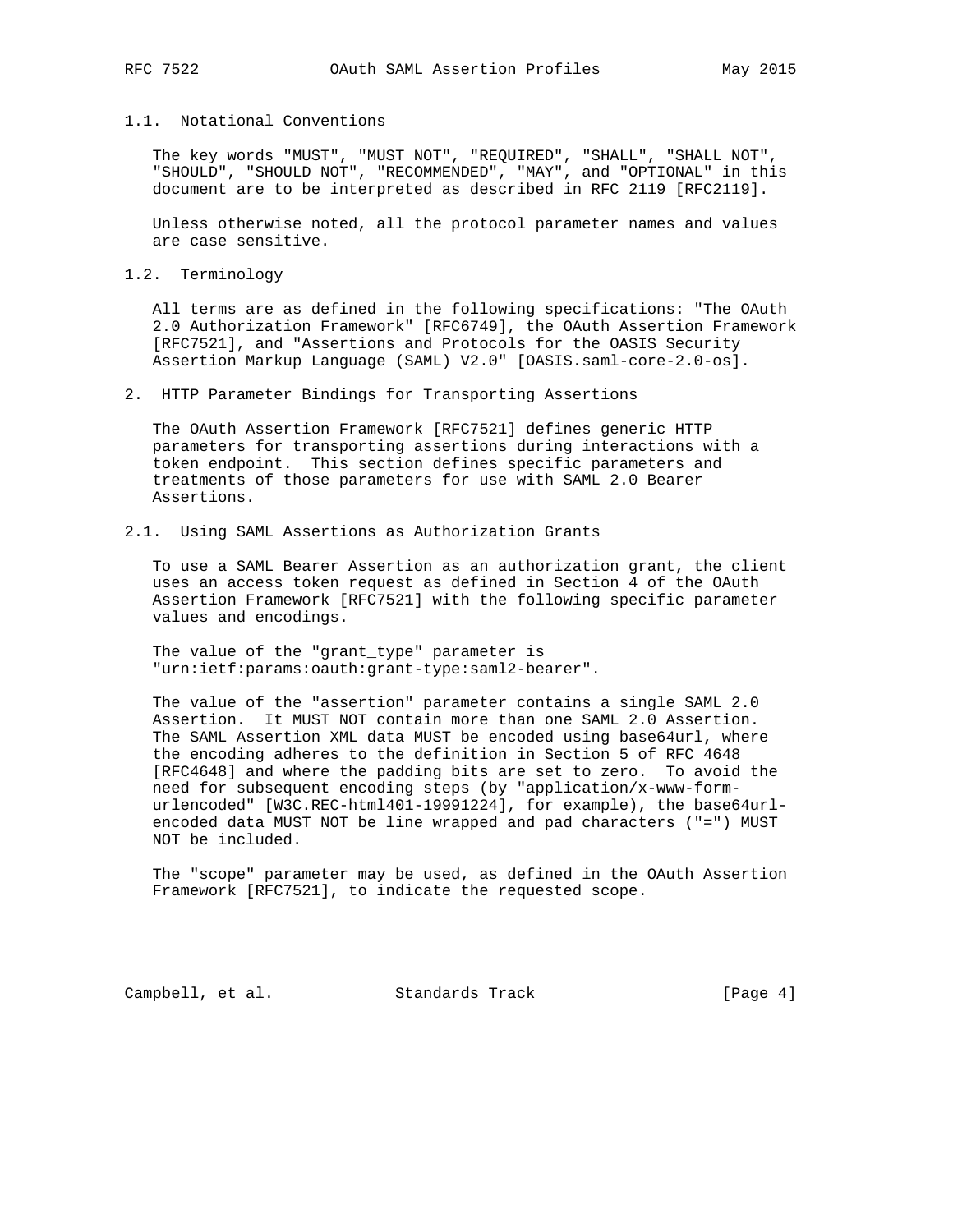### 1.1. Notational Conventions

The key words "MUST", "MUST NOT", "REQUIRED", "SHALL", "SHALL NOT", "SHOULD", "SHOULD NOT", "RECOMMENDED", "MAY", and "OPTIONAL" in this document are to be interpreted as described in RFC 2119 [RFC2119].

Unless otherwise noted, all the protocol parameter names and values are case sensitive.

### 1.2. Terminology

All terms are as defined in the following specifications: "The OAuth 2.0 Authorization Framework" [RFC6749], the OAuth Assertion Framework [RFC7521], and "Assertions and Protocols for the OASIS Security Assertion Markup Language (SAML) V2.0" [OASIS.saml-core-2.0-os].

## 2. HTTP Parameter Bindings for Transporting Assertions

The OAuth Assertion Framework [RFC7521] defines generic HTTP parameters for transporting assertions during interactions with a token endpoint. This section defines specific parameters and treatments of those parameters for use with SAML 2.0 Bearer Assertions.

### 2.1. Using SAML Assertions as Authorization Grants

To use a SAML Bearer Assertion as an authorization grant, the client uses an access token request as defined in Section 4 of the OAuth Assertion Framework [RFC7521] with the following specific parameter values and encodings.

The value of the "grant_type" parameter is "urn:ietf:params:oauth:grant-type:saml2-bearer".

The value of the "assertion" parameter contains a single SAML 2.0 Assertion. It MUST NOT contain more than one SAML 2.0 Assertion. The SAML Assertion XML data MUST be encoded using base64url, where the encoding adheres to the definition in Section 5 of RFC 4648 [RFC4648] and where the padding bits are set to zero. To avoid the need for subsequent encoding steps (by "application/x-www-form-urlencoded" [W3C.REC-html401-19991224], for example), the base64url-encoded data MUST NOT be line wrapped and pad characters ("=") MUST NOT be included.

The "scope" parameter may be used, as defined in the OAuth Assertion Framework [RFC7521], to indicate the requested scope.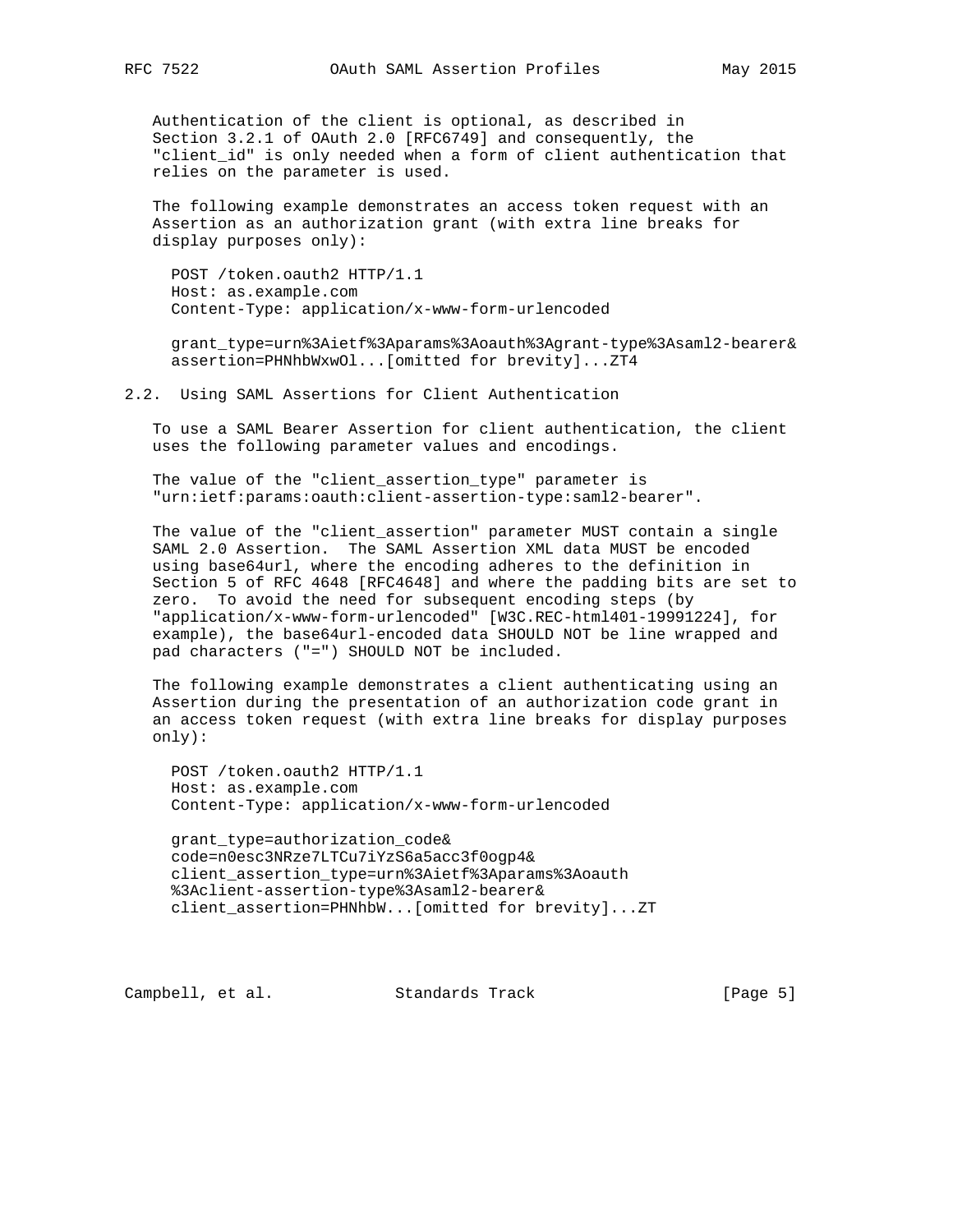Authentication of the client is optional, as described in Section 3.2.1 of OAuth 2.0 [RFC6749] and consequently, the "client_id" is only needed when a form of client authentication that relies on the parameter is used.

The following example demonstrates an access token request with an Assertion as an authorization grant (with extra line breaks for display purposes only):

```
POST /token.oauth2 HTTP/1.1
Host: as.example.com
Content-Type: application/x-www-form-urlencoded

grant_type=urn%3Aietf%3Aparams%3Aoauth%3Agrant-type%3Asaml2-bearer&
assertion=PHNhbWxwOl...[omitted for brevity]...ZT4
```

### 2.2. Using SAML Assertions for Client Authentication

To use a SAML Bearer Assertion for client authentication, the client uses the following parameter values and encodings.

The value of the "client_assertion_type" parameter is "urn:ietf:params:oauth:client-assertion-type:saml2-bearer".

The value of the "client_assertion" parameter MUST contain a single SAML 2.0 Assertion. The SAML Assertion XML data MUST be encoded using base64url, where the encoding adheres to the definition in Section 5 of RFC 4648 [RFC4648] and where the padding bits are set to zero. To avoid the need for subsequent encoding steps (by "application/x-www-form-urlencoded" [W3C.REC-html401-19991224], for example), the base64url-encoded data SHOULD NOT be line wrapped and pad characters ("=") SHOULD NOT be included.

The following example demonstrates a client authenticating using an Assertion during the presentation of an authorization code grant in an access token request (with extra line breaks for display purposes only):

```
POST /token.oauth2 HTTP/1.1
Host: as.example.com
Content-Type: application/x-www-form-urlencoded

grant_type=authorization_code&
code=n0esc3NRze7LTCu7iYzS6a5acc3f0ogp4&
client_assertion_type=urn%3Aietf%3Aparams%3Aoauth
%3Aclient-assertion-type%3Asaml2-bearer&
client_assertion=PHNhbW...[omitted for brevity]...ZT
```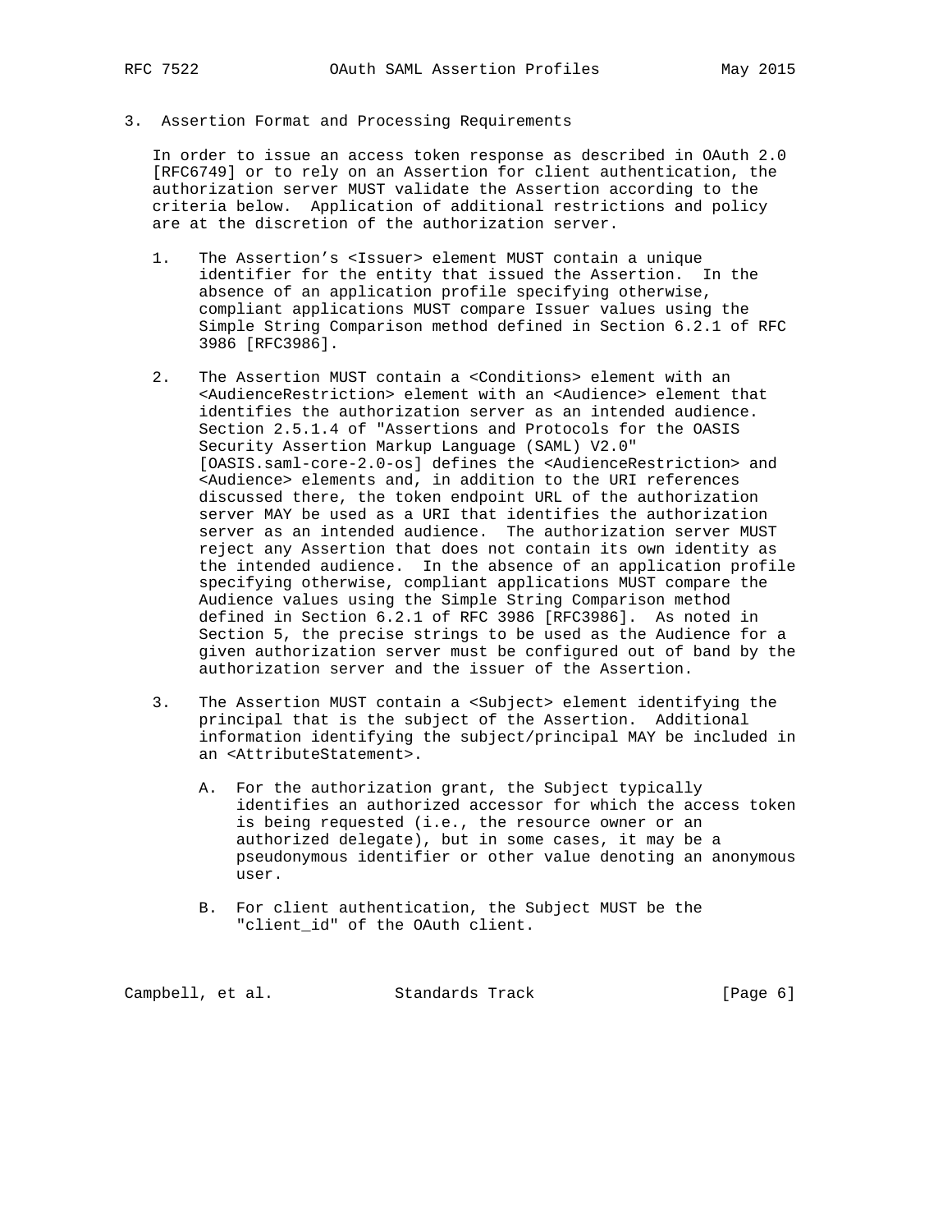## 3. Assertion Format and Processing Requirements

In order to issue an access token response as described in OAuth 2.0 [RFC6749] or to rely on an Assertion for client authentication, the authorization server MUST validate the Assertion according to the criteria below. Application of additional restrictions and policy are at the discretion of the authorization server.

1. The Assertion's <Issuer> element MUST contain a unique identifier for the entity that issued the Assertion. In the absence of an application profile specifying otherwise, compliant applications MUST compare Issuer values using the Simple String Comparison method defined in Section 6.2.1 of RFC 3986 [RFC3986].

2. The Assertion MUST contain a <Conditions> element with an <AudienceRestriction> element with an <Audience> element that identifies the authorization server as an intended audience. Section 2.5.1.4 of "Assertions and Protocols for the OASIS Security Assertion Markup Language (SAML) V2.0" [OASIS.saml-core-2.0-os] defines the <AudienceRestriction> and <Audience> elements and, in addition to the URI references discussed there, the token endpoint URL of the authorization server MAY be used as a URI that identifies the authorization server as an intended audience. The authorization server MUST reject any Assertion that does not contain its own identity as the intended audience. In the absence of an application profile specifying otherwise, compliant applications MUST compare the Audience values using the Simple String Comparison method defined in Section 6.2.1 of RFC 3986 [RFC3986]. As noted in Section 5, the precise strings to be used as the Audience for a given authorization server must be configured out of band by the authorization server and the issuer of the Assertion.

3. The Assertion MUST contain a <Subject> element identifying the principal that is the subject of the Assertion. Additional information identifying the subject/principal MAY be included in an <AttributeStatement>.

   A. For the authorization grant, the Subject typically identifies an authorized accessor for which the access token is being requested (i.e., the resource owner or an authorized delegate), but in some cases, it may be a pseudonymous identifier or other value denoting an anonymous user.

   B. For client authentication, the Subject MUST be the "client_id" of the OAuth client.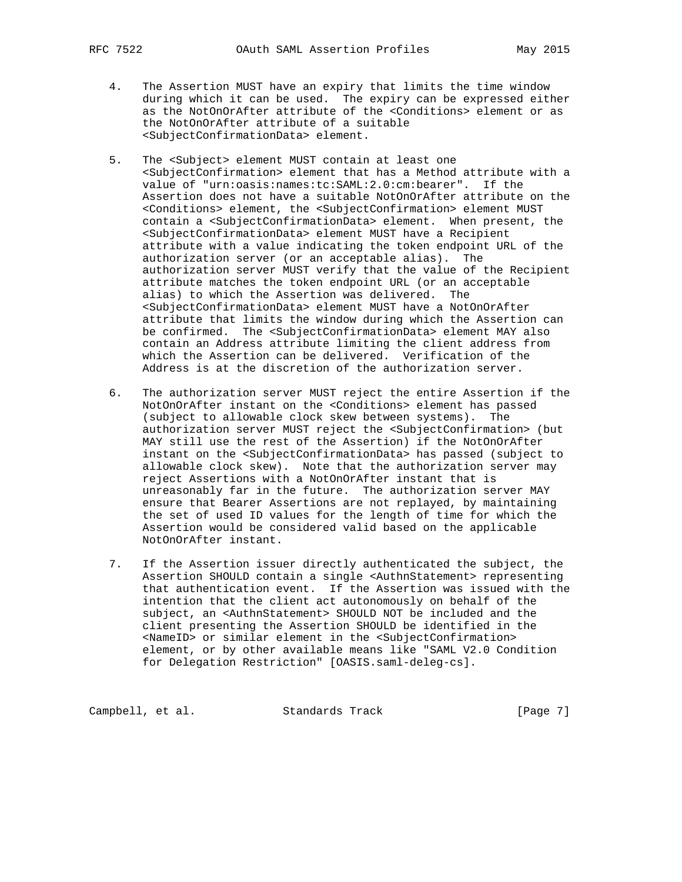4. The Assertion MUST have an expiry that limits the time window during which it can be used. The expiry can be expressed either as the NotOnOrAfter attribute of the <Conditions> element or as the NotOnOrAfter attribute of a suitable <SubjectConfirmationData> element.

5. The <Subject> element MUST contain at least one <SubjectConfirmation> element that has a Method attribute with a value of "urn:oasis:names:tc:SAML:2.0:cm:bearer". If the Assertion does not have a suitable NotOnOrAfter attribute on the <Conditions> element, the <SubjectConfirmation> element MUST contain a <SubjectConfirmationData> element. When present, the <SubjectConfirmationData> element MUST have a Recipient attribute with a value indicating the token endpoint URL of the authorization server (or an acceptable alias). The authorization server MUST verify that the value of the Recipient attribute matches the token endpoint URL (or an acceptable alias) to which the Assertion was delivered. The <SubjectConfirmationData> element MUST have a NotOnOrAfter attribute that limits the window during which the Assertion can be confirmed. The <SubjectConfirmationData> element MAY also contain an Address attribute limiting the client address from which the Assertion can be delivered. Verification of the Address is at the discretion of the authorization server.

6. The authorization server MUST reject the entire Assertion if the NotOnOrAfter instant on the <Conditions> element has passed (subject to allowable clock skew between systems). The authorization server MUST reject the <SubjectConfirmation> (but MAY still use the rest of the Assertion) if the NotOnOrAfter instant on the <SubjectConfirmationData> has passed (subject to allowable clock skew). Note that the authorization server may reject Assertions with a NotOnOrAfter instant that is unreasonably far in the future. The authorization server MAY ensure that Bearer Assertions are not replayed, by maintaining the set of used ID values for the length of time for which the Assertion would be considered valid based on the applicable NotOnOrAfter instant.

7. If the Assertion issuer directly authenticated the subject, the Assertion SHOULD contain a single <AuthnStatement> representing that authentication event. If the Assertion was issued with the intention that the client act autonomously on behalf of the subject, an <AuthnStatement> SHOULD NOT be included and the client presenting the Assertion SHOULD be identified in the <NameID> or similar element in the <SubjectConfirmation> element, or by other available means like "SAML V2.0 Condition for Delegation Restriction" [OASIS.saml-deleg-cs].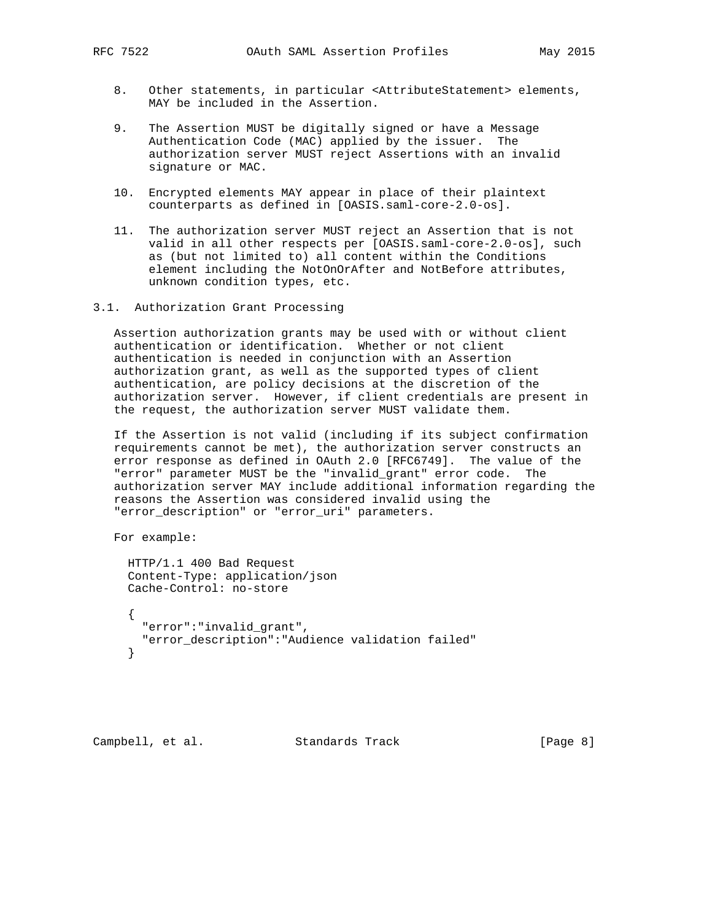8. Other statements, in particular <AttributeStatement> elements, MAY be included in the Assertion.

9. The Assertion MUST be digitally signed or have a Message Authentication Code (MAC) applied by the issuer. The authorization server MUST reject Assertions with an invalid signature or MAC.

10. Encrypted elements MAY appear in place of their plaintext counterparts as defined in [OASIS.saml-core-2.0-os].

11. The authorization server MUST reject an Assertion that is not valid in all other respects per [OASIS.saml-core-2.0-os], such as (but not limited to) all content within the Conditions element including the NotOnOrAfter and NotBefore attributes, unknown condition types, etc.

### 3.1. Authorization Grant Processing

Assertion authorization grants may be used with or without client authentication or identification. Whether or not client authentication is needed in conjunction with an Assertion authorization grant, as well as the supported types of client authentication, are policy decisions at the discretion of the authorization server. However, if client credentials are present in the request, the authorization server MUST validate them.

If the Assertion is not valid (including if its subject confirmation requirements cannot be met), the authorization server constructs an error response as defined in OAuth 2.0 [RFC6749]. The value of the "error" parameter MUST be the "invalid_grant" error code. The authorization server MAY include additional information regarding the reasons the Assertion was considered invalid using the "error_description" or "error_uri" parameters.

For example:

```
HTTP/1.1 400 Bad Request
Content-Type: application/json
Cache-Control: no-store

{
  "error":"invalid_grant",
  "error_description":"Audience validation failed"
}
```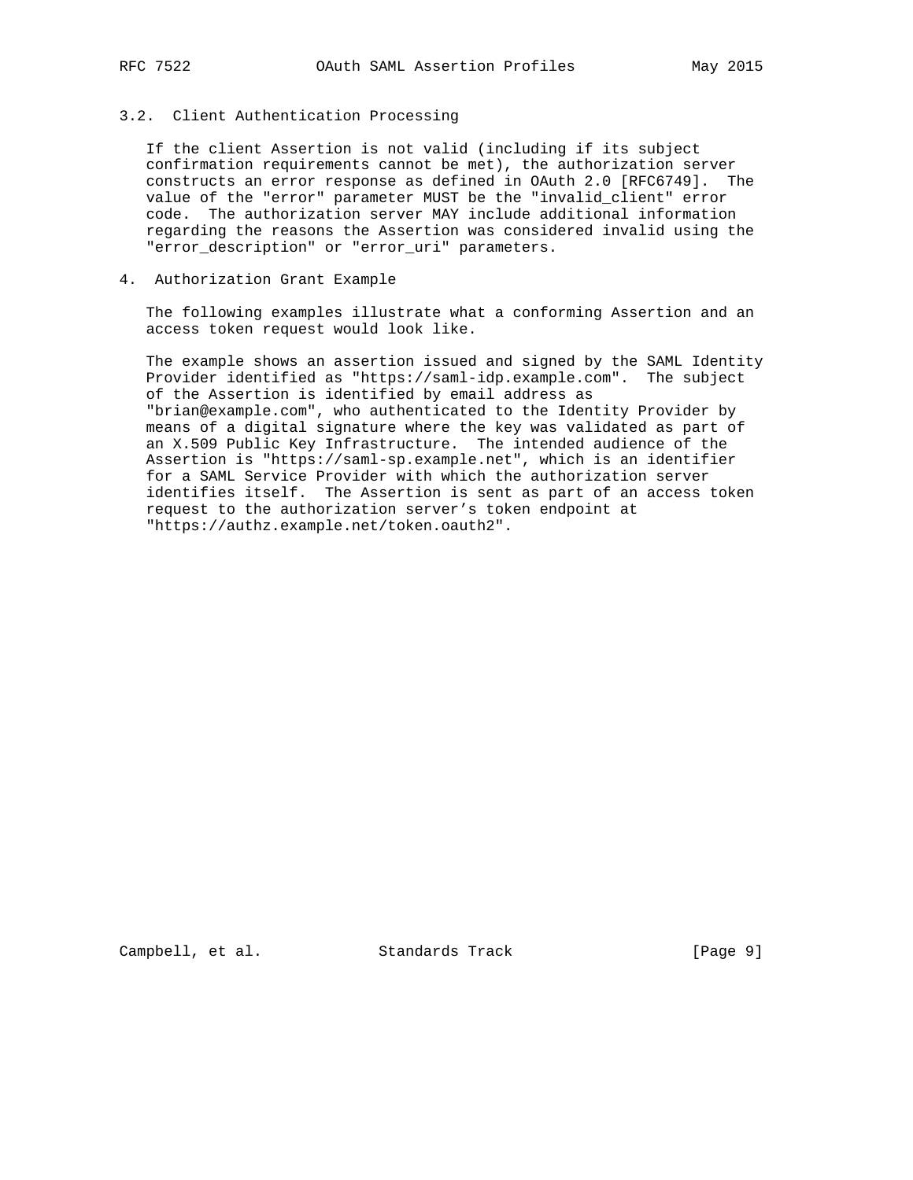### 3.2. Client Authentication Processing

If the client Assertion is not valid (including if its subject confirmation requirements cannot be met), the authorization server constructs an error response as defined in OAuth 2.0 [RFC6749]. The value of the "error" parameter MUST be the "invalid_client" error code. The authorization server MAY include additional information regarding the reasons the Assertion was considered invalid using the "error_description" or "error_uri" parameters.

## 4. Authorization Grant Example

The following examples illustrate what a conforming Assertion and an access token request would look like.

The example shows an assertion issued and signed by the SAML Identity Provider identified as "https://saml-idp.example.com". The subject of the Assertion is identified by email address as "brian@example.com", who authenticated to the Identity Provider by means of a digital signature where the key was validated as part of an X.509 Public Key Infrastructure. The intended audience of the Assertion is "https://saml-sp.example.net", which is an identifier for a SAML Service Provider with which the authorization server identifies itself. The Assertion is sent as part of an access token request to the authorization server's token endpoint at "https://authz.example.net/token.oauth2".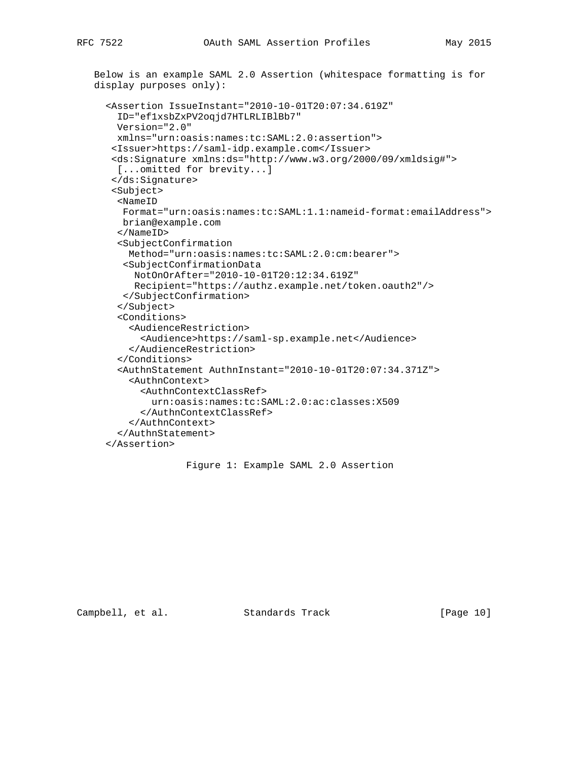Below is an example SAML 2.0 Assertion (whitespace formatting is for display purposes only):

```
<Assertion IssueInstant="2010-10-01T20:07:34.619Z"
  ID="ef1xsbZxPV2oqjd7HTLRLIBlBb7"
  Version="2.0"
  xmlns="urn:oasis:names:tc:SAML:2.0:assertion">
 <Issuer>https://saml-idp.example.com</Issuer>
 <ds:Signature xmlns:ds="http://www.w3.org/2000/09/xmldsig#">
  [...omitted for brevity...]
 </ds:Signature>
 <Subject>
  <NameID
   Format="urn:oasis:names:tc:SAML:1.1:nameid-format:emailAddress">
   brian@example.com
  </NameID>
  <SubjectConfirmation
    Method="urn:oasis:names:tc:SAML:2.0:cm:bearer">
   <SubjectConfirmationData
     NotOnOrAfter="2010-10-01T20:12:34.619Z"
     Recipient="https://authz.example.net/token.oauth2"/>
   </SubjectConfirmation>
  </Subject>
  <Conditions>
    <AudienceRestriction>
      <Audience>https://saml-sp.example.net</Audience>
    </AudienceRestriction>
  </Conditions>
  <AuthnStatement AuthnInstant="2010-10-01T20:07:34.371Z">
    <AuthnContext>
      <AuthnContextClassRef>
        urn:oasis:names:tc:SAML:2.0:ac:classes:X509
      </AuthnContextClassRef>
    </AuthnContext>
  </AuthnStatement>
</Assertion>
```

Figure 1: Example SAML 2.0 Assertion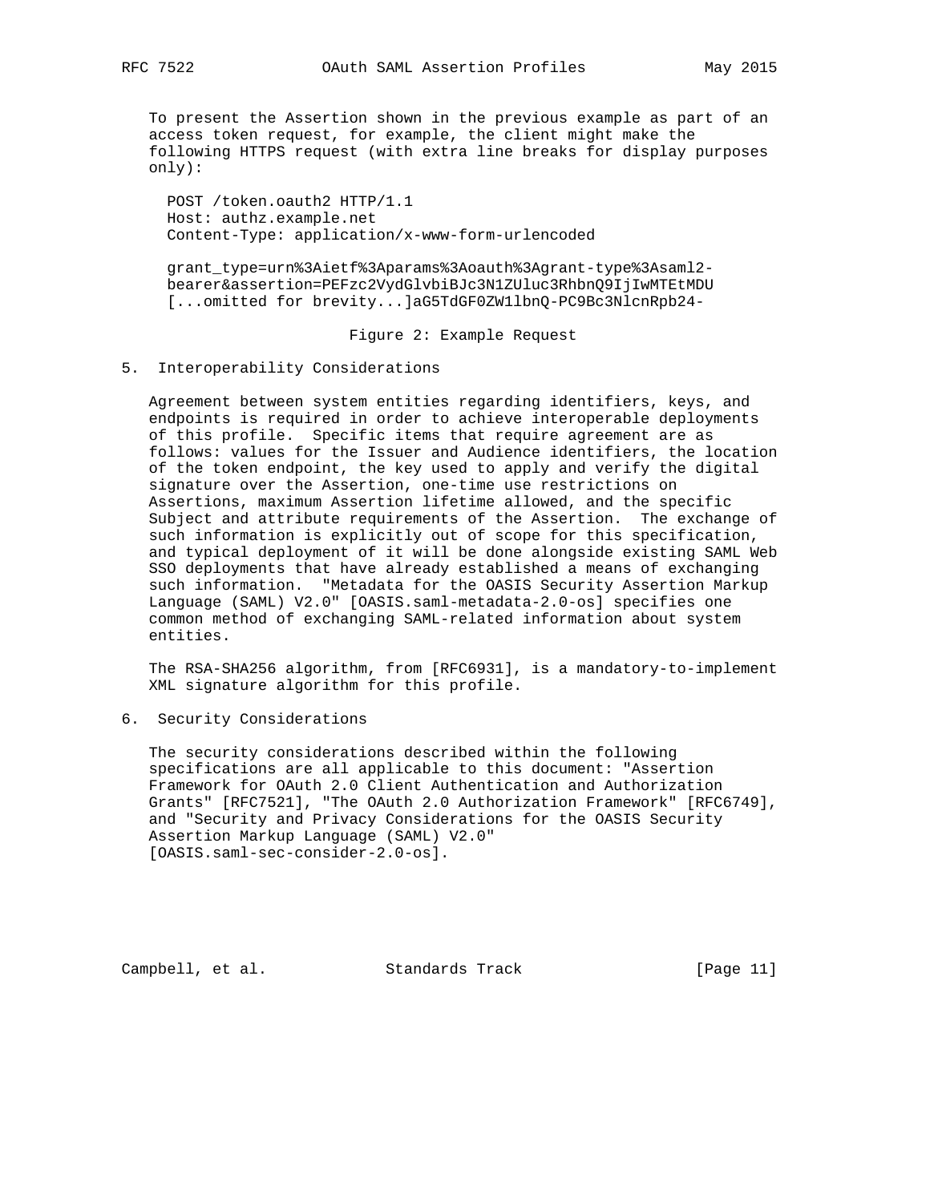To present the Assertion shown in the previous example as part of an access token request, for example, the client might make the following HTTPS request (with extra line breaks for display purposes only):

```
POST /token.oauth2 HTTP/1.1
Host: authz.example.net
Content-Type: application/x-www-form-urlencoded

grant_type=urn%3Aietf%3Aparams%3Aoauth%3Agrant-type%3Asaml2-
bearer&assertion=PEFzc2VydGlvbiBJc3N1ZUluc3RhbnQ9IjIwMTEtMDU
[...omitted for brevity...]aG5TdGF0ZW1lbnQ-PC9Bc3NlcnRpb24-
```

Figure 2: Example Request

## 5. Interoperability Considerations

Agreement between system entities regarding identifiers, keys, and endpoints is required in order to achieve interoperable deployments of this profile. Specific items that require agreement are as follows: values for the Issuer and Audience identifiers, the location of the token endpoint, the key used to apply and verify the digital signature over the Assertion, one-time use restrictions on Assertions, maximum Assertion lifetime allowed, and the specific Subject and attribute requirements of the Assertion. The exchange of such information is explicitly out of scope for this specification, and typical deployment of it will be done alongside existing SAML Web SSO deployments that have already established a means of exchanging such information. "Metadata for the OASIS Security Assertion Markup Language (SAML) V2.0" [OASIS.saml-metadata-2.0-os] specifies one common method of exchanging SAML-related information about system entities.

The RSA-SHA256 algorithm, from [RFC6931], is a mandatory-to-implement XML signature algorithm for this profile.

## 6. Security Considerations

The security considerations described within the following specifications are all applicable to this document: "Assertion Framework for OAuth 2.0 Client Authentication and Authorization Grants" [RFC7521], "The OAuth 2.0 Authorization Framework" [RFC6749], and "Security and Privacy Considerations for the OASIS Security Assertion Markup Language (SAML) V2.0" [OASIS.saml-sec-consider-2.0-os].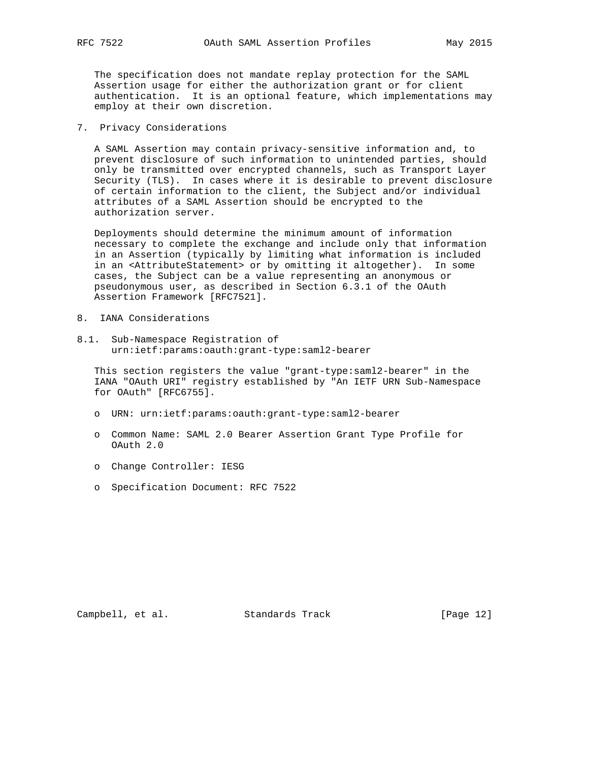The specification does not mandate replay protection for the SAML Assertion usage for either the authorization grant or for client authentication. It is an optional feature, which implementations may employ at their own discretion.

## 7. Privacy Considerations

A SAML Assertion may contain privacy-sensitive information and, to prevent disclosure of such information to unintended parties, should only be transmitted over encrypted channels, such as Transport Layer Security (TLS). In cases where it is desirable to prevent disclosure of certain information to the client, the Subject and/or individual attributes of a SAML Assertion should be encrypted to the authorization server.

Deployments should determine the minimum amount of information necessary to complete the exchange and include only that information in an Assertion (typically by limiting what information is included in an <AttributeStatement> or by omitting it altogether). In some cases, the Subject can be a value representing an anonymous or pseudonymous user, as described in Section 6.3.1 of the OAuth Assertion Framework [RFC7521].

## 8. IANA Considerations

### 8.1. Sub-Namespace Registration of urn:ietf:params:oauth:grant-type:saml2-bearer

This section registers the value "grant-type:saml2-bearer" in the IANA "OAuth URI" registry established by "An IETF URN Sub-Namespace for OAuth" [RFC6755].

- URN: urn:ietf:params:oauth:grant-type:saml2-bearer
- Common Name: SAML 2.0 Bearer Assertion Grant Type Profile for OAuth 2.0
- Change Controller: IESG
- Specification Document: RFC 7522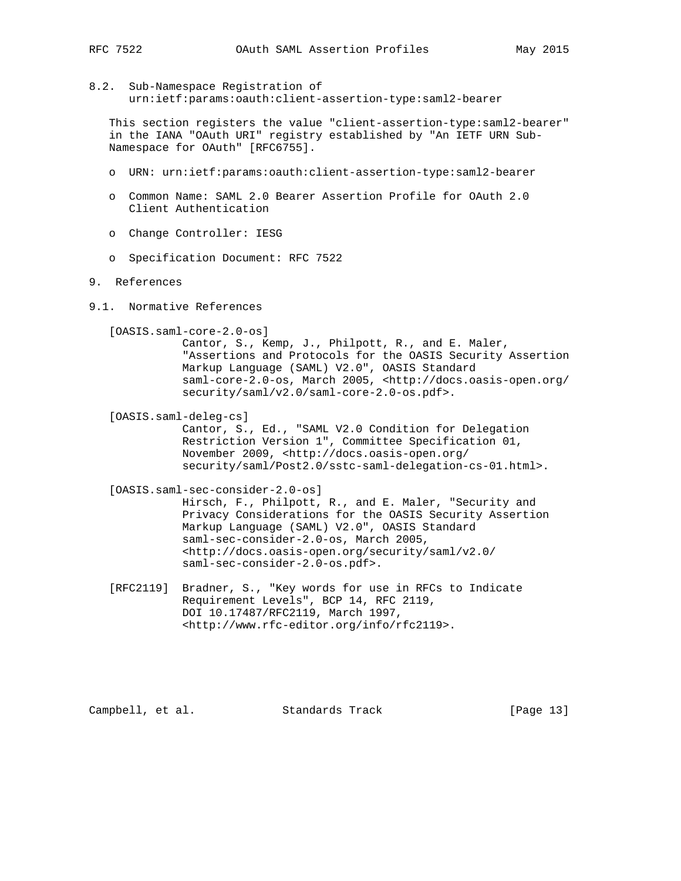### 8.2. Sub-Namespace Registration of urn:ietf:params:oauth:client-assertion-type:saml2-bearer

This section registers the value "client-assertion-type:saml2-bearer" in the IANA "OAuth URI" registry established by "An IETF URN Sub-Namespace for OAuth" [RFC6755].

- URN: urn:ietf:params:oauth:client-assertion-type:saml2-bearer
- Common Name: SAML 2.0 Bearer Assertion Profile for OAuth 2.0 Client Authentication
- Change Controller: IESG
- Specification Document: RFC 7522

## 9. References

### 9.1. Normative References

[OASIS.saml-core-2.0-os]
Cantor, S., Kemp, J., Philpott, R., and E. Maler, "Assertions and Protocols for the OASIS Security Assertion Markup Language (SAML) V2.0", OASIS Standard saml-core-2.0-os, March 2005, <http://docs.oasis-open.org/security/saml/v2.0/saml-core-2.0-os.pdf>.

[OASIS.saml-deleg-cs]
Cantor, S., Ed., "SAML V2.0 Condition for Delegation Restriction Version 1", Committee Specification 01, November 2009, <http://docs.oasis-open.org/security/saml/Post2.0/sstc-saml-delegation-cs-01.html>.

[OASIS.saml-sec-consider-2.0-os]
Hirsch, F., Philpott, R., and E. Maler, "Security and Privacy Considerations for the OASIS Security Assertion Markup Language (SAML) V2.0", OASIS Standard saml-sec-consider-2.0-os, March 2005, <http://docs.oasis-open.org/security/saml/v2.0/saml-sec-consider-2.0-os.pdf>.

[RFC2119] Bradner, S., "Key words for use in RFCs to Indicate Requirement Levels", BCP 14, RFC 2119, DOI 10.17487/RFC2119, March 1997, <http://www.rfc-editor.org/info/rfc2119>.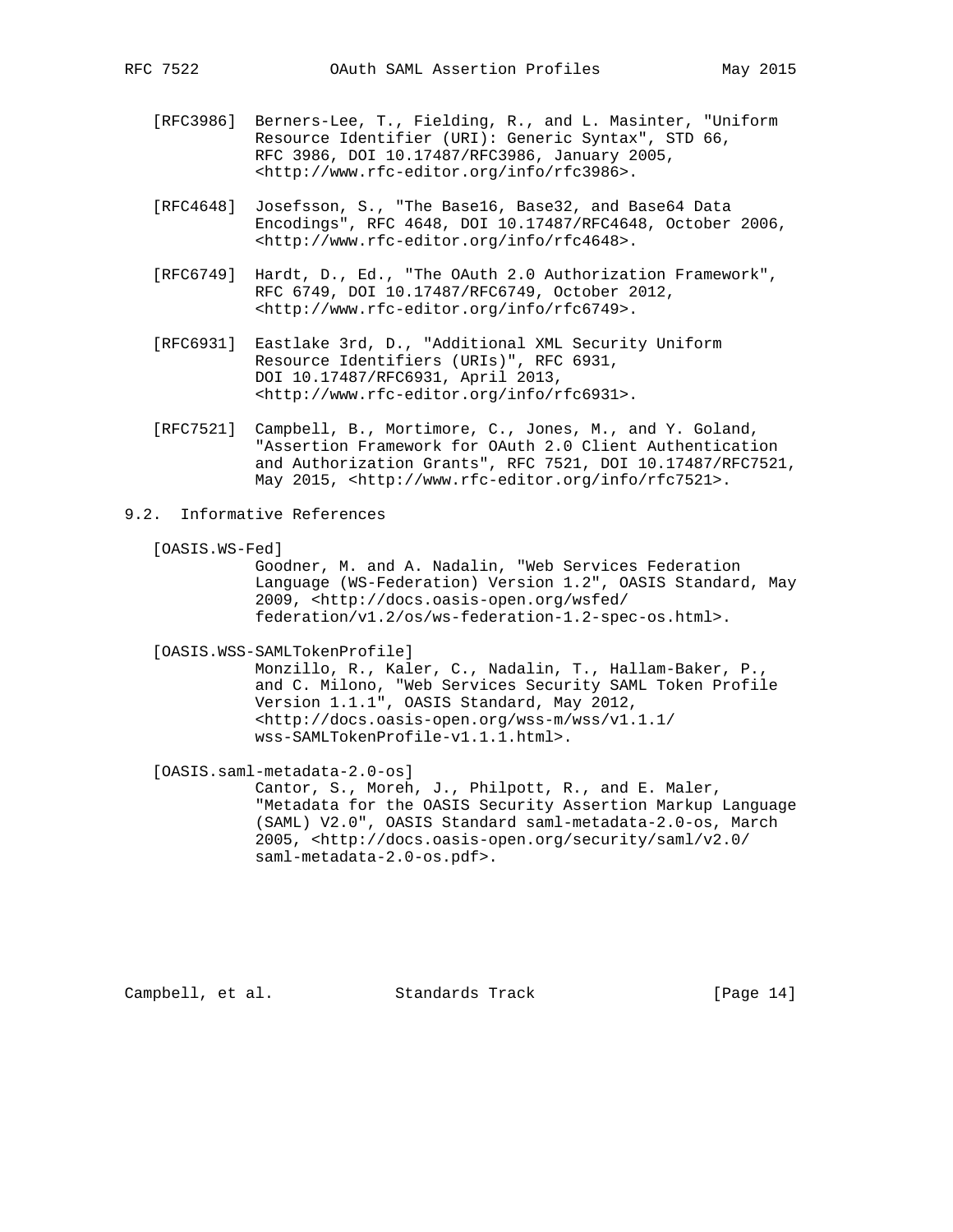[RFC3986] Berners-Lee, T., Fielding, R., and L. Masinter, "Uniform Resource Identifier (URI): Generic Syntax", STD 66, RFC 3986, DOI 10.17487/RFC3986, January 2005, <http://www.rfc-editor.org/info/rfc3986>.

[RFC4648] Josefsson, S., "The Base16, Base32, and Base64 Data Encodings", RFC 4648, DOI 10.17487/RFC4648, October 2006, <http://www.rfc-editor.org/info/rfc4648>.

[RFC6749] Hardt, D., Ed., "The OAuth 2.0 Authorization Framework", RFC 6749, DOI 10.17487/RFC6749, October 2012, <http://www.rfc-editor.org/info/rfc6749>.

[RFC6931] Eastlake 3rd, D., "Additional XML Security Uniform Resource Identifiers (URIs)", RFC 6931, DOI 10.17487/RFC6931, April 2013, <http://www.rfc-editor.org/info/rfc6931>.

[RFC7521] Campbell, B., Mortimore, C., Jones, M., and Y. Goland, "Assertion Framework for OAuth 2.0 Client Authentication and Authorization Grants", RFC 7521, DOI 10.17487/RFC7521, May 2015, <http://www.rfc-editor.org/info/rfc7521>.

## 9.2. Informative References

[OASIS.WS-Fed] Goodner, M. and A. Nadalin, "Web Services Federation Language (WS-Federation) Version 1.2", OASIS Standard, May 2009, <http://docs.oasis-open.org/wsfed/federation/v1.2/os/ws-federation-1.2-spec-os.html>.

[OASIS.WSS-SAMLTokenProfile] Monzillo, R., Kaler, C., Nadalin, T., Hallam-Baker, P., and C. Milono, "Web Services Security SAML Token Profile Version 1.1.1", OASIS Standard, May 2012, <http://docs.oasis-open.org/wss-m/wss/v1.1.1/wss-SAMLTokenProfile-v1.1.1.html>.

[OASIS.saml-metadata-2.0-os] Cantor, S., Moreh, J., Philpott, R., and E. Maler, "Metadata for the OASIS Security Assertion Markup Language (SAML) V2.0", OASIS Standard saml-metadata-2.0-os, March 2005, <http://docs.oasis-open.org/security/saml/v2.0/saml-metadata-2.0-os.pdf>.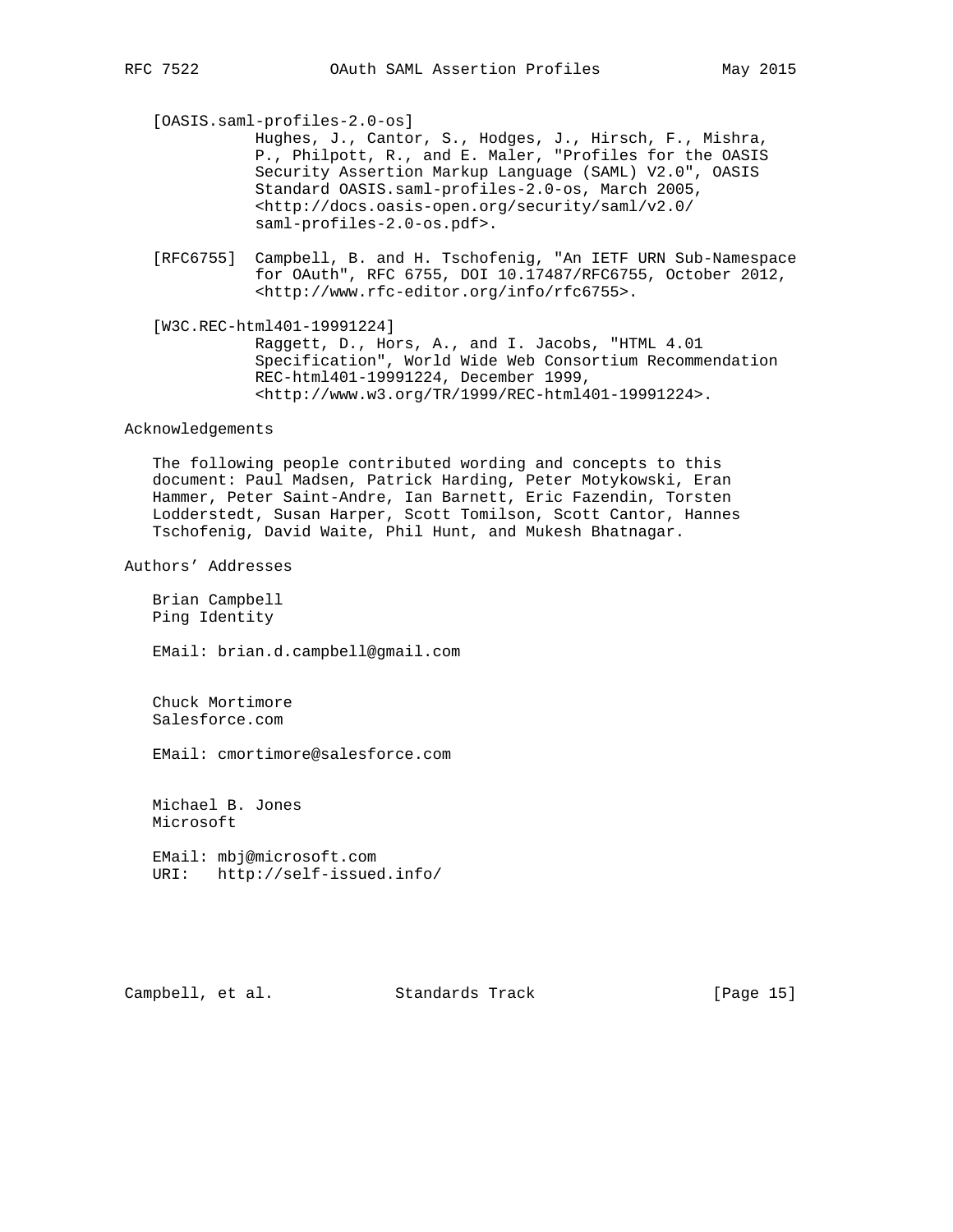[OASIS.saml-profiles-2.0-os]
Hughes, J., Cantor, S., Hodges, J., Hirsch, F., Mishra, P., Philpott, R., and E. Maler, "Profiles for the OASIS Security Assertion Markup Language (SAML) V2.0", OASIS Standard OASIS.saml-profiles-2.0-os, March 2005, <http://docs.oasis-open.org/security/saml/v2.0/saml-profiles-2.0-os.pdf>.

[RFC6755] Campbell, B. and H. Tschofenig, "An IETF URN Sub-Namespace for OAuth", RFC 6755, DOI 10.17487/RFC6755, October 2012, <http://www.rfc-editor.org/info/rfc6755>.

[W3C.REC-html401-19991224]
Raggett, D., Hors, A., and I. Jacobs, "HTML 4.01 Specification", World Wide Web Consortium Recommendation REC-html401-19991224, December 1999, <http://www.w3.org/TR/1999/REC-html401-19991224>.

## Acknowledgements

The following people contributed wording and concepts to this document: Paul Madsen, Patrick Harding, Peter Motykowski, Eran Hammer, Peter Saint-Andre, Ian Barnett, Eric Fazendin, Torsten Lodderstedt, Susan Harper, Scott Tomilson, Scott Cantor, Hannes Tschofenig, David Waite, Phil Hunt, and Mukesh Bhatnagar.

## Authors' Addresses

Brian Campbell
Ping Identity

EMail: brian.d.campbell@gmail.com

Chuck Mortimore
Salesforce.com

EMail: cmortimore@salesforce.com

Michael B. Jones
Microsoft

EMail: mbj@microsoft.com
URI: http://self-issued.info/